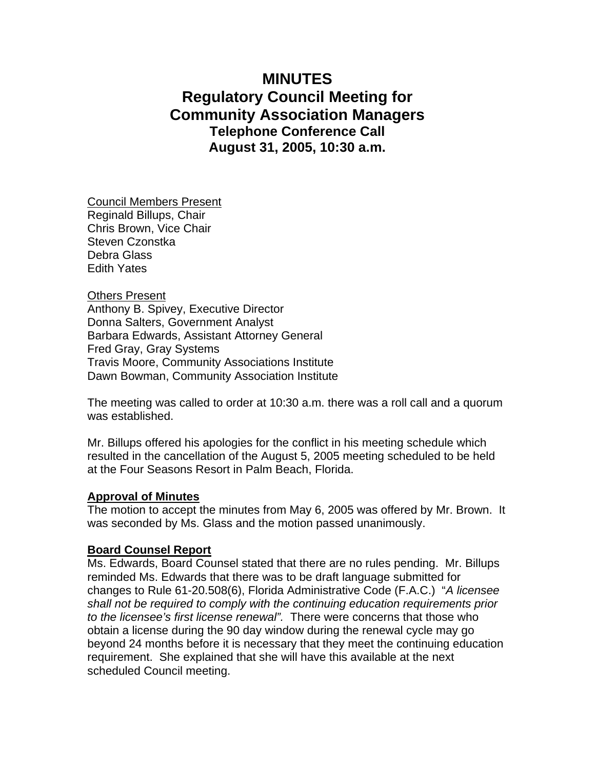# MINUTES

## Regulatory Council Meeting for Community Association Managers

### Telephone Conference Call

### August 31, 2005, 10:30 a.m.

Council Members Present
Reginald Billups, Chair
Chris Brown, Vice Chair
Steven Czonstka
Debra Glass
Edith Yates

Others Present
Anthony B. Spivey, Executive Director
Donna Salters, Government Analyst
Barbara Edwards, Assistant Attorney General
Fred Gray, Gray Systems
Travis Moore, Community Associations Institute
Dawn Bowman, Community Association Institute

The meeting was called to order at 10:30 a.m. there was a roll call and a quorum was established.

Mr. Billups offered his apologies for the conflict in his meeting schedule which resulted in the cancellation of the August 5, 2005 meeting scheduled to be held at the Four Seasons Resort in Palm Beach, Florida.

**Approval of Minutes**

The motion to accept the minutes from May 6, 2005 was offered by Mr. Brown. It was seconded by Ms. Glass and the motion passed unanimously.

**Board Counsel Report**

Ms. Edwards, Board Counsel stated that there are no rules pending. Mr. Billups reminded Ms. Edwards that there was to be draft language submitted for changes to Rule 61-20.508(6), Florida Administrative Code (F.A.C.) "*A licensee shall not be required to comply with the continuing education requirements prior to the licensee's first license renewal".* There were concerns that those who obtain a license during the 90 day window during the renewal cycle may go beyond 24 months before it is necessary that they meet the continuing education requirement. She explained that she will have this available at the next scheduled Council meeting.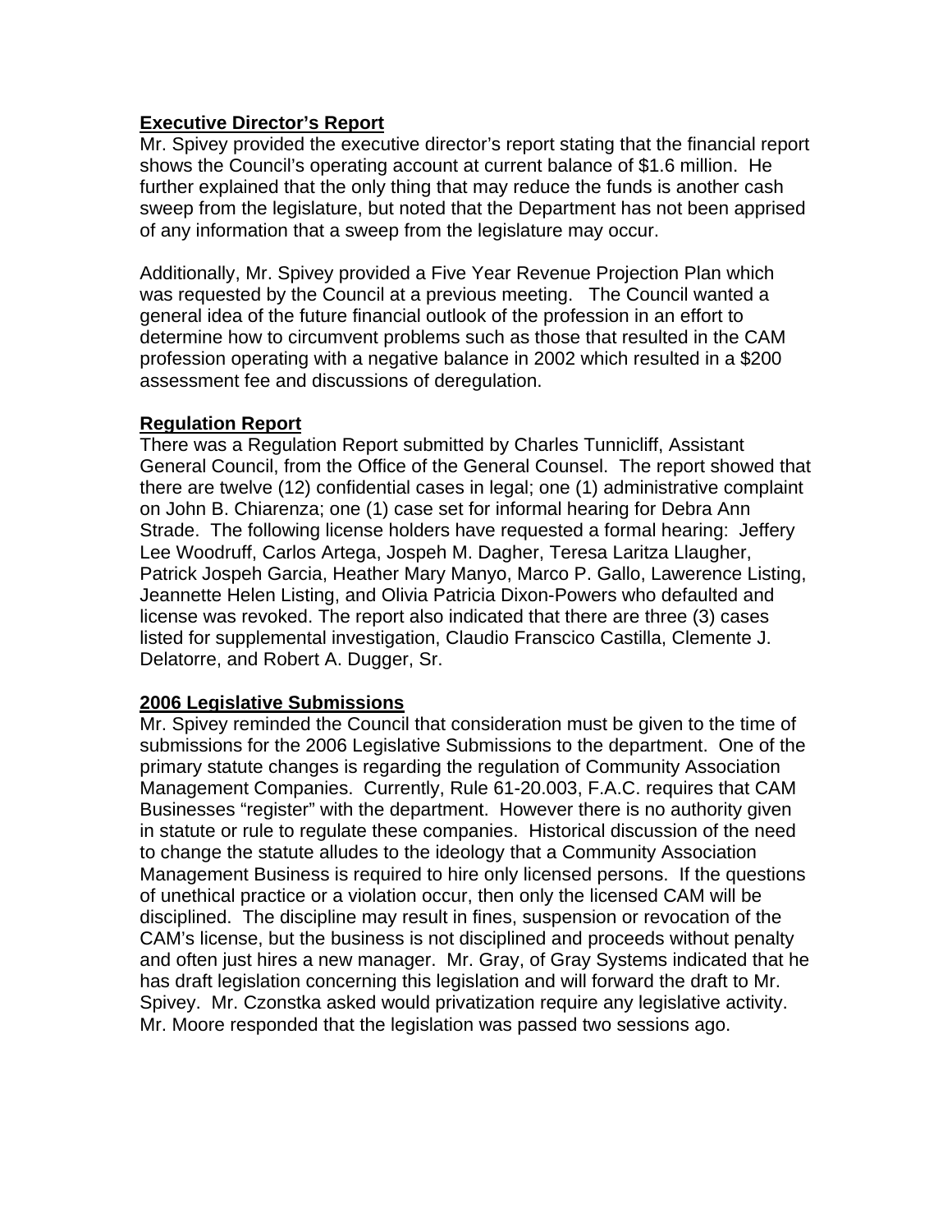**Executive Director's Report**

Mr. Spivey provided the executive director's report stating that the financial report shows the Council's operating account at current balance of $1.6 million. He further explained that the only thing that may reduce the funds is another cash sweep from the legislature, but noted that the Department has not been apprised of any information that a sweep from the legislature may occur.

Additionally, Mr. Spivey provided a Five Year Revenue Projection Plan which was requested by the Council at a previous meeting. The Council wanted a general idea of the future financial outlook of the profession in an effort to determine how to circumvent problems such as those that resulted in the CAM profession operating with a negative balance in 2002 which resulted in a $200 assessment fee and discussions of deregulation.

**Regulation Report**

There was a Regulation Report submitted by Charles Tunnicliff, Assistant General Council, from the Office of the General Counsel. The report showed that there are twelve (12) confidential cases in legal; one (1) administrative complaint on John B. Chiarenza; one (1) case set for informal hearing for Debra Ann Strade. The following license holders have requested a formal hearing: Jeffery Lee Woodruff, Carlos Artega, Jospeh M. Dagher, Teresa Laritza Llaugher, Patrick Jospeh Garcia, Heather Mary Manyo, Marco P. Gallo, Lawerence Listing, Jeannette Helen Listing, and Olivia Patricia Dixon-Powers who defaulted and license was revoked. The report also indicated that there are three (3) cases listed for supplemental investigation, Claudio Franscico Castilla, Clemente J. Delatorre, and Robert A. Dugger, Sr.

**2006 Legislative Submissions**

Mr. Spivey reminded the Council that consideration must be given to the time of submissions for the 2006 Legislative Submissions to the department. One of the primary statute changes is regarding the regulation of Community Association Management Companies. Currently, Rule 61-20.003, F.A.C. requires that CAM Businesses "register" with the department. However there is no authority given in statute or rule to regulate these companies. Historical discussion of the need to change the statute alludes to the ideology that a Community Association Management Business is required to hire only licensed persons. If the questions of unethical practice or a violation occur, then only the licensed CAM will be disciplined. The discipline may result in fines, suspension or revocation of the CAM's license, but the business is not disciplined and proceeds without penalty and often just hires a new manager. Mr. Gray, of Gray Systems indicated that he has draft legislation concerning this legislation and will forward the draft to Mr. Spivey. Mr. Czonstka asked would privatization require any legislative activity. Mr. Moore responded that the legislation was passed two sessions ago.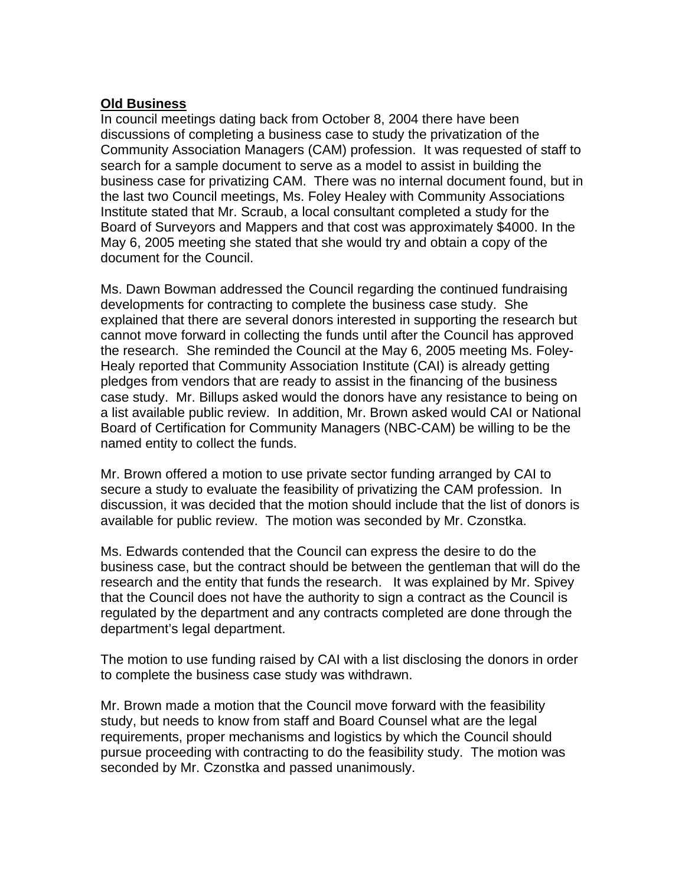**Old Business**

In council meetings dating back from October 8, 2004 there have been discussions of completing a business case to study the privatization of the Community Association Managers (CAM) profession. It was requested of staff to search for a sample document to serve as a model to assist in building the business case for privatizing CAM. There was no internal document found, but in the last two Council meetings, Ms. Foley Healey with Community Associations Institute stated that Mr. Scraub, a local consultant completed a study for the Board of Surveyors and Mappers and that cost was approximately $4000. In the May 6, 2005 meeting she stated that she would try and obtain a copy of the document for the Council.

Ms. Dawn Bowman addressed the Council regarding the continued fundraising developments for contracting to complete the business case study. She explained that there are several donors interested in supporting the research but cannot move forward in collecting the funds until after the Council has approved the research. She reminded the Council at the May 6, 2005 meeting Ms. Foley-Healy reported that Community Association Institute (CAI) is already getting pledges from vendors that are ready to assist in the financing of the business case study. Mr. Billups asked would the donors have any resistance to being on a list available public review. In addition, Mr. Brown asked would CAI or National Board of Certification for Community Managers (NBC-CAM) be willing to be the named entity to collect the funds.

Mr. Brown offered a motion to use private sector funding arranged by CAI to secure a study to evaluate the feasibility of privatizing the CAM profession. In discussion, it was decided that the motion should include that the list of donors is available for public review. The motion was seconded by Mr. Czonstka.

Ms. Edwards contended that the Council can express the desire to do the business case, but the contract should be between the gentleman that will do the research and the entity that funds the research. It was explained by Mr. Spivey that the Council does not have the authority to sign a contract as the Council is regulated by the department and any contracts completed are done through the department's legal department.

The motion to use funding raised by CAI with a list disclosing the donors in order to complete the business case study was withdrawn.

Mr. Brown made a motion that the Council move forward with the feasibility study, but needs to know from staff and Board Counsel what are the legal requirements, proper mechanisms and logistics by which the Council should pursue proceeding with contracting to do the feasibility study. The motion was seconded by Mr. Czonstka and passed unanimously.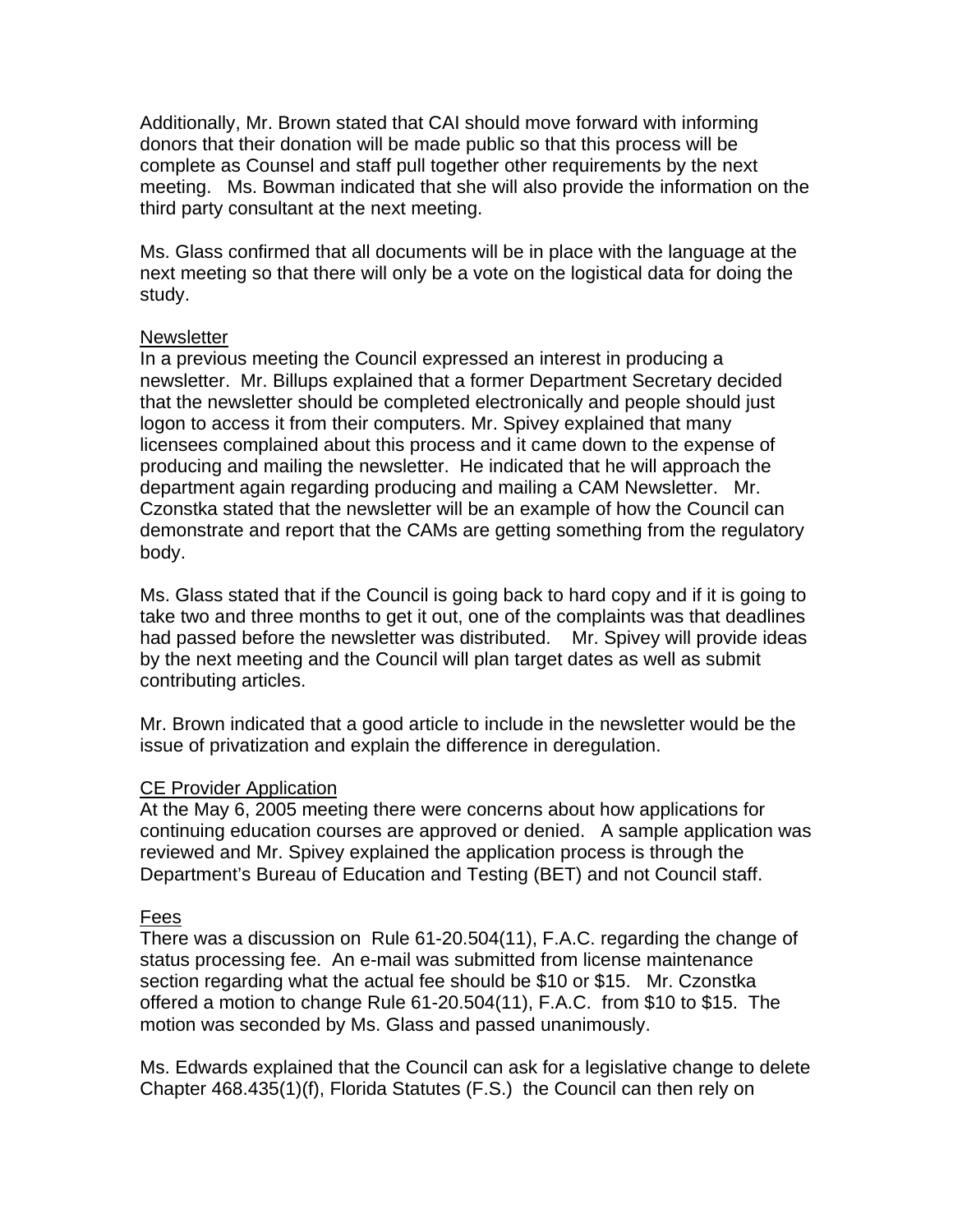Additionally, Mr. Brown stated that CAI should move forward with informing donors that their donation will be made public so that this process will be complete as Counsel and staff pull together other requirements by the next meeting. Ms. Bowman indicated that she will also provide the information on the third party consultant at the next meeting.

Ms. Glass confirmed that all documents will be in place with the language at the next meeting so that there will only be a vote on the logistical data for doing the study.

<u>Newsletter</u>
In a previous meeting the Council expressed an interest in producing a newsletter. Mr. Billups explained that a former Department Secretary decided that the newsletter should be completed electronically and people should just logon to access it from their computers. Mr. Spivey explained that many licensees complained about this process and it came down to the expense of producing and mailing the newsletter. He indicated that he will approach the department again regarding producing and mailing a CAM Newsletter. Mr. Czonstka stated that the newsletter will be an example of how the Council can demonstrate and report that the CAMs are getting something from the regulatory body.

Ms. Glass stated that if the Council is going back to hard copy and if it is going to take two and three months to get it out, one of the complaints was that deadlines had passed before the newsletter was distributed. Mr. Spivey will provide ideas by the next meeting and the Council will plan target dates as well as submit contributing articles.

Mr. Brown indicated that a good article to include in the newsletter would be the issue of privatization and explain the difference in deregulation.

<u>CE Provider Application</u>
At the May 6, 2005 meeting there were concerns about how applications for continuing education courses are approved or denied. A sample application was reviewed and Mr. Spivey explained the application process is through the Department's Bureau of Education and Testing (BET) and not Council staff.

<u>Fees</u>
There was a discussion on Rule 61-20.504(11), F.A.C. regarding the change of status processing fee. An e-mail was submitted from license maintenance section regarding what the actual fee should be $10 or $15. Mr. Czonstka offered a motion to change Rule 61-20.504(11), F.A.C. from $10 to $15. The motion was seconded by Ms. Glass and passed unanimously.

Ms. Edwards explained that the Council can ask for a legislative change to delete Chapter 468.435(1)(f), Florida Statutes (F.S.) the Council can then rely on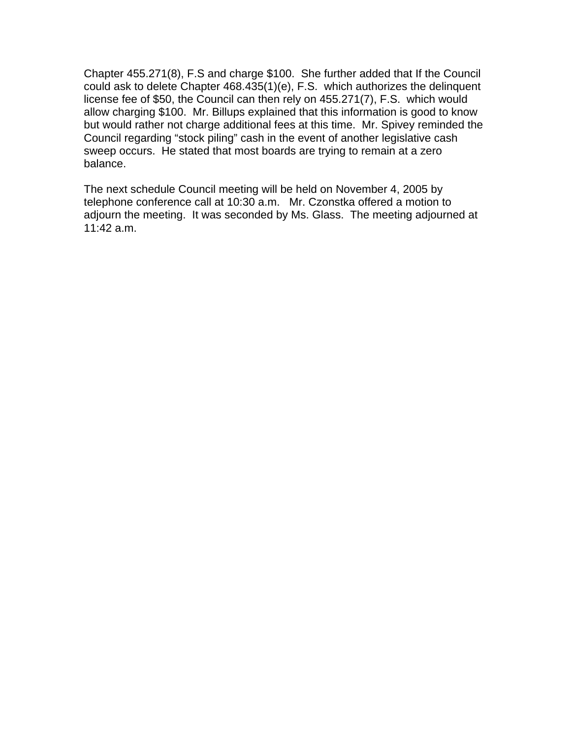Chapter 455.271(8), F.S and charge $100. She further added that If the Council could ask to delete Chapter 468.435(1)(e), F.S. which authorizes the delinquent license fee of $50, the Council can then rely on 455.271(7), F.S. which would allow charging $100. Mr. Billups explained that this information is good to know but would rather not charge additional fees at this time. Mr. Spivey reminded the Council regarding "stock piling" cash in the event of another legislative cash sweep occurs. He stated that most boards are trying to remain at a zero balance.

The next schedule Council meeting will be held on November 4, 2005 by telephone conference call at 10:30 a.m. Mr. Czonstka offered a motion to adjourn the meeting. It was seconded by Ms. Glass. The meeting adjourned at 11:42 a.m.